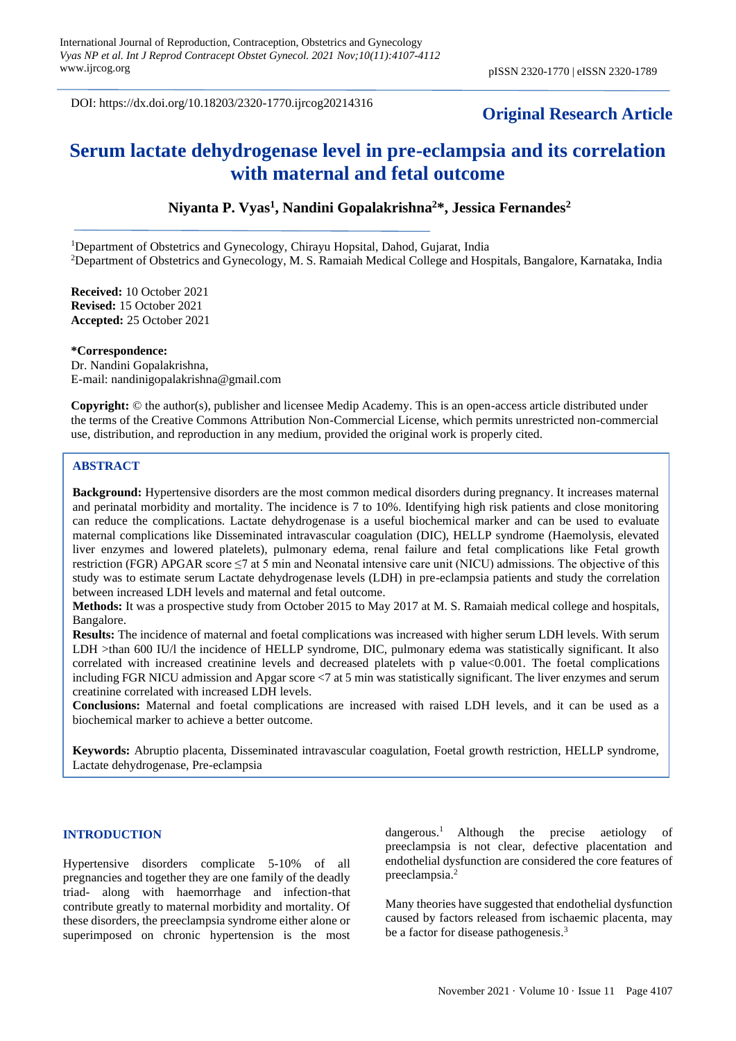DOI: https://dx.doi.org/10.18203/2320-1770.ijrcog20214316

**Original Research Article**

# Serum lactate dehydrogenase level in pre-eclampsia and its correlation with maternal and fetal outcome

**Niyanta P. Vyas[1], Nandini Gopalakrishna[2]*, Jessica Fernandes[2]**

[1]Department of Obstetrics and Gynecology, Chirayu Hopsital, Dahod, Gujarat, India
[2]Department of Obstetrics and Gynecology, M. S. Ramaiah Medical College and Hospitals, Bangalore, Karnataka, India

**Received:** 10 October 2021
**Revised:** 15 October 2021
**Accepted:** 25 October 2021

**\*Correspondence:**
Dr. Nandini Gopalakrishna,
E-mail: nandinigopalakrishna@gmail.com

**Copyright:** © the author(s), publisher and licensee Medip Academy. This is an open-access article distributed under the terms of the Creative Commons Attribution Non-Commercial License, which permits unrestricted non-commercial use, distribution, and reproduction in any medium, provided the original work is properly cited.

## ABSTRACT

**Background:** Hypertensive disorders are the most common medical disorders during pregnancy. It increases maternal and perinatal morbidity and mortality. The incidence is 7 to 10%. Identifying high risk patients and close monitoring can reduce the complications. Lactate dehydrogenase is a useful biochemical marker and can be used to evaluate maternal complications like Disseminated intravascular coagulation (DIC), HELLP syndrome (Haemolysis, elevated liver enzymes and lowered platelets), pulmonary edema, renal failure and fetal complications like Fetal growth restriction (FGR) APGAR score ≤7 at 5 min and Neonatal intensive care unit (NICU) admissions. The objective of this study was to estimate serum Lactate dehydrogenase levels (LDH) in pre-eclampsia patients and study the correlation between increased LDH levels and maternal and fetal outcome.

**Methods:** It was a prospective study from October 2015 to May 2017 at M. S. Ramaiah medical college and hospitals, Bangalore.

**Results:** The incidence of maternal and foetal complications was increased with higher serum LDH levels. With serum LDH >than 600 IU/l the incidence of HELLP syndrome, DIC, pulmonary edema was statistically significant. It also correlated with increased creatinine levels and decreased platelets with p value<0.001. The foetal complications including FGR NICU admission and Apgar score <7 at 5 min was statistically significant. The liver enzymes and serum creatinine correlated with increased LDH levels.

**Conclusions:** Maternal and foetal complications are increased with raised LDH levels, and it can be used as a biochemical marker to achieve a better outcome.

**Keywords:** Abruptio placenta, Disseminated intravascular coagulation, Foetal growth restriction, HELLP syndrome, Lactate dehydrogenase, Pre-eclampsia

## INTRODUCTION

Hypertensive disorders complicate 5-10% of all pregnancies and together they are one family of the deadly triad- along with haemorrhage and infection-that contribute greatly to maternal morbidity and mortality. Of these disorders, the preeclampsia syndrome either alone or superimposed on chronic hypertension is the most dangerous.[1] Although the precise aetiology of preeclampsia is not clear, defective placentation and endothelial dysfunction are considered the core features of preeclampsia.[2]

Many theories have suggested that endothelial dysfunction caused by factors released from ischaemic placenta, may be a factor for disease pathogenesis.[3]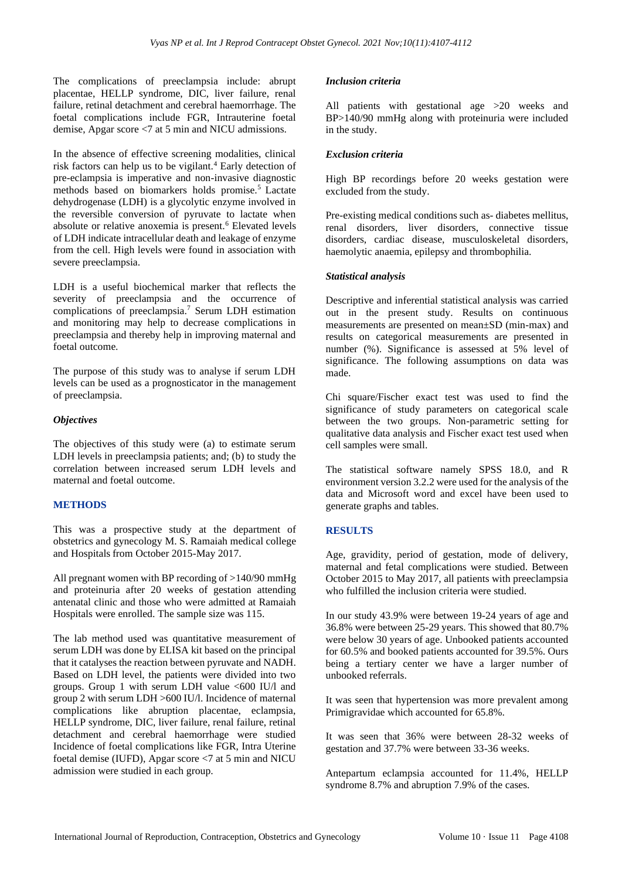The complications of preeclampsia include: abrupt placentae, HELLP syndrome, DIC, liver failure, renal failure, retinal detachment and cerebral haemorrhage. The foetal complications include FGR, Intrauterine foetal demise, Apgar score <7 at 5 min and NICU admissions.

In the absence of effective screening modalities, clinical risk factors can help us to be vigilant.[4] Early detection of pre-eclampsia is imperative and non-invasive diagnostic methods based on biomarkers holds promise.[5] Lactate dehydrogenase (LDH) is a glycolytic enzyme involved in the reversible conversion of pyruvate to lactate when absolute or relative anoxemia is present.[6] Elevated levels of LDH indicate intracellular death and leakage of enzyme from the cell. High levels were found in association with severe preeclampsia.

LDH is a useful biochemical marker that reflects the severity of preeclampsia and the occurrence of complications of preeclampsia.[7] Serum LDH estimation and monitoring may help to decrease complications in preeclampsia and thereby help in improving maternal and foetal outcome.

The purpose of this study was to analyse if serum LDH levels can be used as a prognosticator in the management of preeclampsia.

### *Objectives*

The objectives of this study were (a) to estimate serum LDH levels in preeclampsia patients; and; (b) to study the correlation between increased serum LDH levels and maternal and foetal outcome.

## METHODS

This was a prospective study at the department of obstetrics and gynecology M. S. Ramaiah medical college and Hospitals from October 2015-May 2017.

All pregnant women with BP recording of >140/90 mmHg and proteinuria after 20 weeks of gestation attending antenatal clinic and those who were admitted at Ramaiah Hospitals were enrolled. The sample size was 115.

The lab method used was quantitative measurement of serum LDH was done by ELISA kit based on the principal that it catalyses the reaction between pyruvate and NADH. Based on LDH level, the patients were divided into two groups. Group 1 with serum LDH value <600 IU/l and group 2 with serum LDH >600 IU/l. Incidence of maternal complications like abruption placentae, eclampsia, HELLP syndrome, DIC, liver failure, renal failure, retinal detachment and cerebral haemorrhage were studied Incidence of foetal complications like FGR, Intra Uterine foetal demise (IUFD), Apgar score <7 at 5 min and NICU admission were studied in each group.

### *Inclusion criteria*

All patients with gestational age >20 weeks and BP>140/90 mmHg along with proteinuria were included in the study.

### *Exclusion criteria*

High BP recordings before 20 weeks gestation were excluded from the study.

Pre-existing medical conditions such as- diabetes mellitus, renal disorders, liver disorders, connective tissue disorders, cardiac disease, musculoskeletal disorders, haemolytic anaemia, epilepsy and thrombophilia.

### *Statistical analysis*

Descriptive and inferential statistical analysis was carried out in the present study. Results on continuous measurements are presented on mean±SD (min-max) and results on categorical measurements are presented in number (%). Significance is assessed at 5% level of significance. The following assumptions on data was made.

Chi square/Fischer exact test was used to find the significance of study parameters on categorical scale between the two groups. Non-parametric setting for qualitative data analysis and Fischer exact test used when cell samples were small.

The statistical software namely SPSS 18.0, and R environment version 3.2.2 were used for the analysis of the data and Microsoft word and excel have been used to generate graphs and tables.

## RESULTS

Age, gravidity, period of gestation, mode of delivery, maternal and fetal complications were studied. Between October 2015 to May 2017, all patients with preeclampsia who fulfilled the inclusion criteria were studied.

In our study 43.9% were between 19-24 years of age and 36.8% were between 25-29 years. This showed that 80.7% were below 30 years of age. Unbooked patients accounted for 60.5% and booked patients accounted for 39.5%. Ours being a tertiary center we have a larger number of unbooked referrals.

It was seen that hypertension was more prevalent among Primigravidae which accounted for 65.8%.

It was seen that 36% were between 28-32 weeks of gestation and 37.7% were between 33-36 weeks.

Antepartum eclampsia accounted for 11.4%, HELLP syndrome 8.7% and abruption 7.9% of the cases.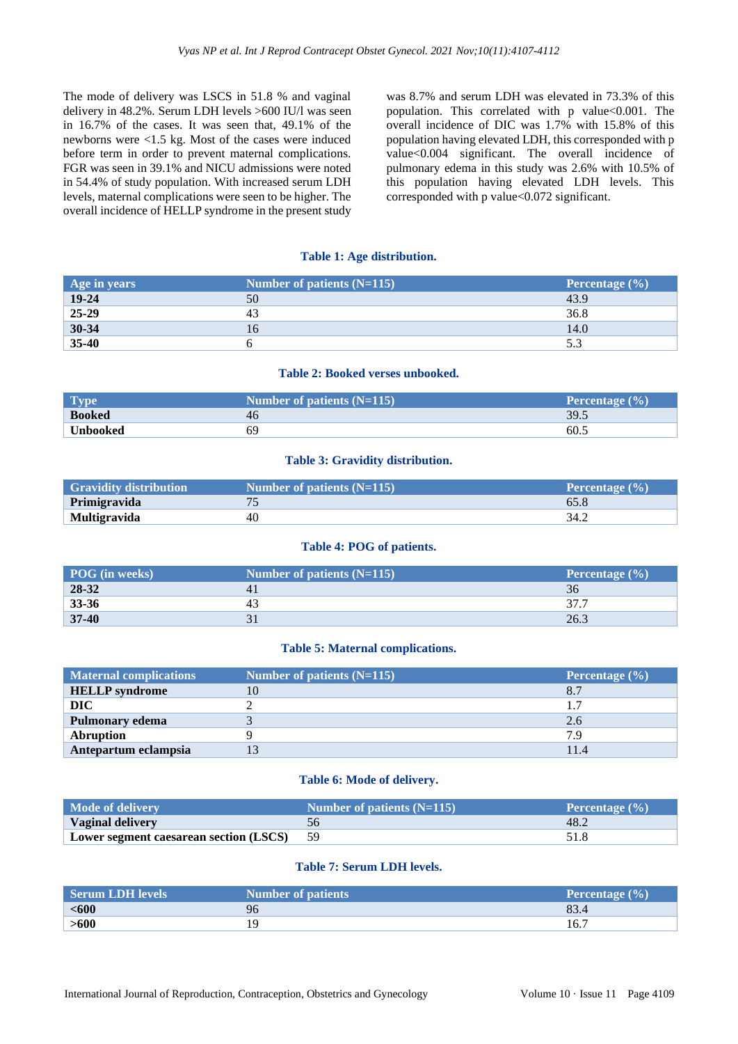The mode of delivery was LSCS in 51.8 % and vaginal delivery in 48.2%. Serum LDH levels >600 IU/l was seen in 16.7% of the cases. It was seen that, 49.1% of the newborns were <1.5 kg. Most of the cases were induced before term in order to prevent maternal complications. FGR was seen in 39.1% and NICU admissions were noted in 54.4% of study population. With increased serum LDH levels, maternal complications were seen to be higher. The overall incidence of HELLP syndrome in the present study was 8.7% and serum LDH was elevated in 73.3% of this population. This correlated with p value<0.001. The overall incidence of DIC was 1.7% with 15.8% of this population having elevated LDH, this corresponded with p value<0.004 significant. The overall incidence of pulmonary edema in this study was 2.6% with 10.5% of this population having elevated LDH levels. This corresponded with p value<0.072 significant.

**Table 1: Age distribution.**

| Age in years | Number of patients (N=115) | Percentage (%) |
|---|---|---|
| **19-24** | 50 | 43.9 |
| **25-29** | 43 | 36.8 |
| **30-34** | 16 | 14.0 |
| **35-40** | 6 | 5.3 |

**Table 2: Booked verses unbooked.**

| Type | Number of patients (N=115) | Percentage (%) |
|---|---|---|
| **Booked** | 46 | 39.5 |
| **Unbooked** | 69 | 60.5 |

**Table 3: Gravidity distribution.**

| Gravidity distribution | Number of patients (N=115) | Percentage (%) |
|---|---|---|
| **Primigravida** | 75 | 65.8 |
| **Multigravida** | 40 | 34.2 |

**Table 4: POG of patients.**

| POG (in weeks) | Number of patients (N=115) | Percentage (%) |
|---|---|---|
| **28-32** | 41 | 36 |
| **33-36** | 43 | 37.7 |
| **37-40** | 31 | 26.3 |

**Table 5: Maternal complications.**

| Maternal complications | Number of patients (N=115) | Percentage (%) |
|---|---|---|
| **HELLP syndrome** | 10 | 8.7 |
| **DIC** | 2 | 1.7 |
| **Pulmonary edema** | 3 | 2.6 |
| **Abruption** | 9 | 7.9 |
| **Antepartum eclampsia** | 13 | 11.4 |

**Table 6: Mode of delivery.**

| Mode of delivery | Number of patients (N=115) | Percentage (%) |
|---|---|---|
| **Vaginal delivery** | 56 | 48.2 |
| **Lower segment caesarean section (LSCS)** | 59 | 51.8 |

**Table 7: Serum LDH levels.**

| Serum LDH levels | Number of patients | Percentage (%) |
|---|---|---|
| **<600** | 96 | 83.4 |
| **>600** | 19 | 16.7 |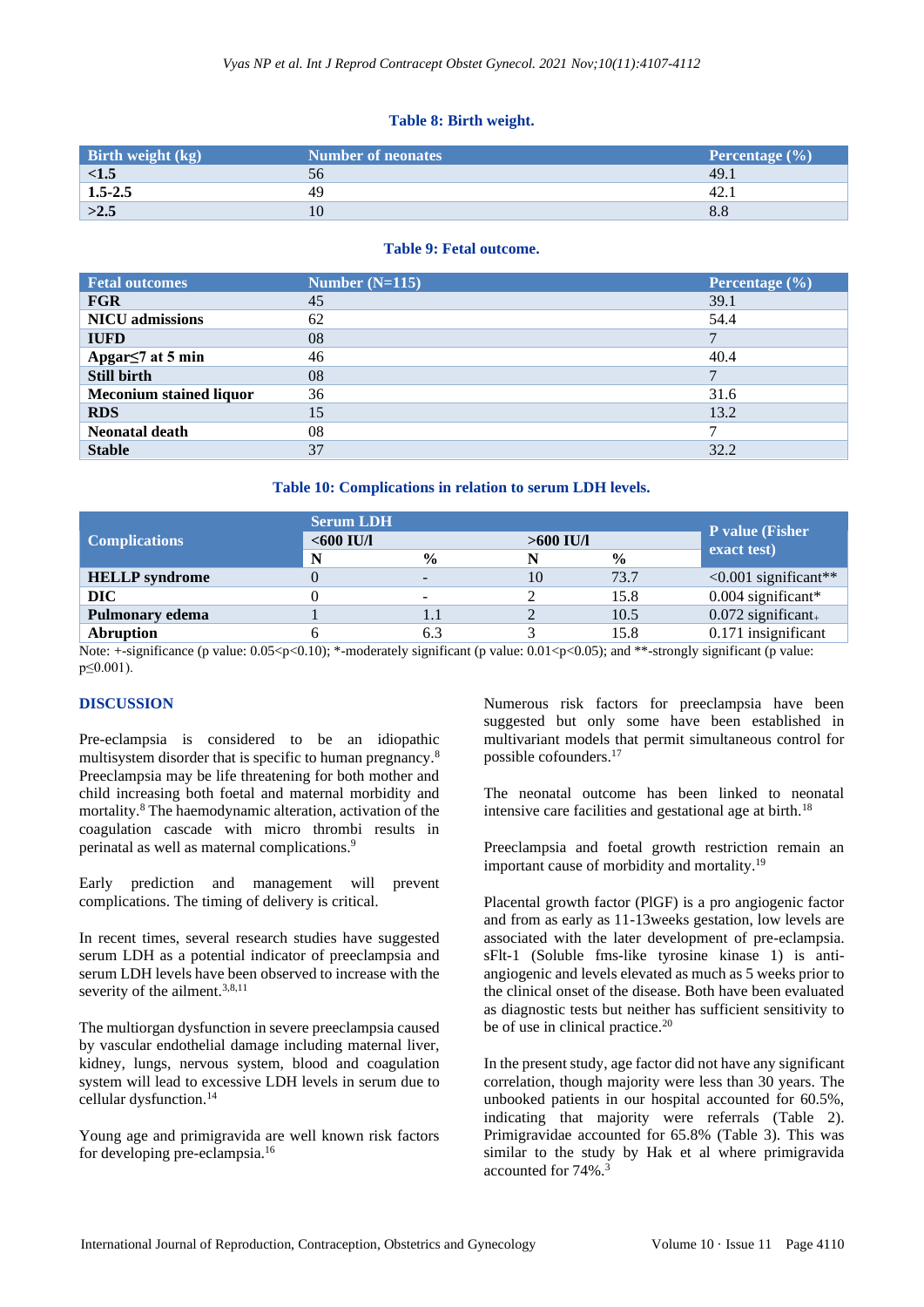**Table 8: Birth weight.**

| Birth weight (kg) | Number of neonates | Percentage (%) |
|---|---|---|
| **<1.5** | 56 | 49.1 |
| **1.5-2.5** | 49 | 42.1 |
| **>2.5** | 10 | 8.8 |

**Table 9: Fetal outcome.**

| Fetal outcomes | Number (N=115) | Percentage (%) |
|---|---|---|
| **FGR** | 45 | 39.1 |
| **NICU admissions** | 62 | 54.4 |
| **IUFD** | 08 | 7 |
| **Apgar≤7 at 5 min** | 46 | 40.4 |
| **Still birth** | 08 | 7 |
| **Meconium stained liquor** | 36 | 31.6 |
| **RDS** | 15 | 13.2 |
| **Neonatal death** | 08 | 7 |
| **Stable** | 37 | 32.2 |

**Table 10: Complications in relation to serum LDH levels.**

| Complications | Serum LDH | | | | P value (Fisher exact test) |
|---|---|---|---|---|---|
| | <600 IU/l | | >600 IU/l | | |
| | N | % | N | % | |
| **HELLP syndrome** | 0 | - | 10 | 73.7 | <0.001 significant** |
| **DIC** | 0 | - | 2 | 15.8 | 0.004 significant* |
| **Pulmonary edema** | 1 | 1.1 | 2 | 10.5 | 0.072 significant+ |
| **Abruption** | 6 | 6.3 | 3 | 15.8 | 0.171 insignificant |

Note: +-significance (p value: 0.05<p<0.10); *-moderately significant (p value: 0.01<p<0.05); and **-strongly significant (p value: p≤0.001).

## DISCUSSION

Pre-eclampsia is considered to be an idiopathic multisystem disorder that is specific to human pregnancy.[8] Preeclampsia may be life threatening for both mother and child increasing both foetal and maternal morbidity and mortality.[8] The haemodynamic alteration, activation of the coagulation cascade with micro thrombi results in perinatal as well as maternal complications.[9]

Early prediction and management will prevent complications. The timing of delivery is critical.

In recent times, several research studies have suggested serum LDH as a potential indicator of preeclampsia and serum LDH levels have been observed to increase with the severity of the ailment.[3,8,11]

The multiorgan dysfunction in severe preeclampsia caused by vascular endothelial damage including maternal liver, kidney, lungs, nervous system, blood and coagulation system will lead to excessive LDH levels in serum due to cellular dysfunction.[14]

Young age and primigravida are well known risk factors for developing pre-eclampsia.[16]

Numerous risk factors for preeclampsia have been suggested but only some have been established in multivariant models that permit simultaneous control for possible cofounders.[17]

The neonatal outcome has been linked to neonatal intensive care facilities and gestational age at birth.[18]

Preeclampsia and foetal growth restriction remain an important cause of morbidity and mortality.[19]

Placental growth factor (PlGF) is a pro angiogenic factor and from as early as 11-13weeks gestation, low levels are associated with the later development of pre-eclampsia. sFlt-1 (Soluble fms-like tyrosine kinase 1) is anti-angiogenic and levels elevated as much as 5 weeks prior to the clinical onset of the disease. Both have been evaluated as diagnostic tests but neither has sufficient sensitivity to be of use in clinical practice.[20]

In the present study, age factor did not have any significant correlation, though majority were less than 30 years. The unbooked patients in our hospital accounted for 60.5%, indicating that majority were referrals (Table 2). Primigravidae accounted for 65.8% (Table 3). This was similar to the study by Hak et al where primigravida accounted for 74%.[3]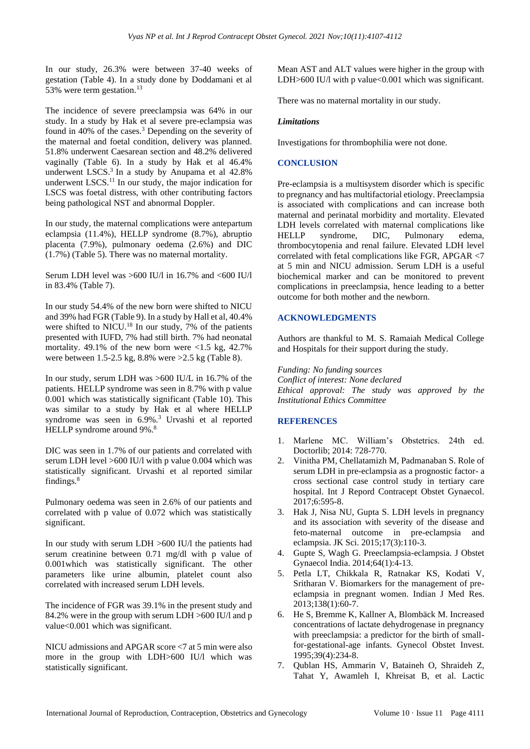In our study, 26.3% were between 37-40 weeks of gestation (Table 4). In a study done by Doddamani et al 53% were term gestation.[13]

The incidence of severe preeclampsia was 64% in our study. In a study by Hak et al severe pre-eclampsia was found in 40% of the cases.[3] Depending on the severity of the maternal and foetal condition, delivery was planned. 51.8% underwent Caesarean section and 48.2% delivered vaginally (Table 6). In a study by Hak et al 46.4% underwent LSCS.[3] In a study by Anupama et al 42.8% underwent LSCS.[11] In our study, the major indication for LSCS was foetal distress, with other contributing factors being pathological NST and abnormal Doppler.

In our study, the maternal complications were antepartum eclampsia (11.4%), HELLP syndrome (8.7%), abruptio placenta (7.9%), pulmonary oedema (2.6%) and DIC (1.7%) (Table 5). There was no maternal mortality.

Serum LDH level was >600 IU/l in 16.7% and <600 IU/l in 83.4% (Table 7).

In our study 54.4% of the new born were shifted to NICU and 39% had FGR (Table 9). In a study by Hall et al, 40.4% were shifted to NICU.[18] In our study, 7% of the patients presented with IUFD, 7% had still birth. 7% had neonatal mortality. 49.1% of the new born were <1.5 kg, 42.7% were between 1.5-2.5 kg, 8.8% were >2.5 kg (Table 8).

In our study, serum LDH was >600 IU/L in 16.7% of the patients. HELLP syndrome was seen in 8.7% with p value 0.001 which was statistically significant (Table 10). This was similar to a study by Hak et al where HELLP syndrome was seen in 6.9%.[3] Urvashi et al reported HELLP syndrome around 9%.[8]

DIC was seen in 1.7% of our patients and correlated with serum LDH level >600 IU/l with p value 0.004 which was statistically significant. Urvashi et al reported similar findings.[8]

Pulmonary oedema was seen in 2.6% of our patients and correlated with p value of 0.072 which was statistically significant.

In our study with serum LDH >600 IU/l the patients had serum creatinine between 0.71 mg/dl with p value of 0.001which was statistically significant. The other parameters like urine albumin, platelet count also correlated with increased serum LDH levels.

The incidence of FGR was 39.1% in the present study and 84.2% were in the group with serum LDH >600 IU/l and p value<0.001 which was significant.

NICU admissions and APGAR score <7 at 5 min were also more in the group with LDH>600 IU/l which was statistically significant.

Mean AST and ALT values were higher in the group with LDH>600 IU/l with p value<0.001 which was significant.

There was no maternal mortality in our study.

### *Limitations*

Investigations for thrombophilia were not done.

## CONCLUSION

Pre-eclampsia is a multisystem disorder which is specific to pregnancy and has multifactorial etiology. Preeclampsia is associated with complications and can increase both maternal and perinatal morbidity and mortality. Elevated LDH levels correlated with maternal complications like HELLP syndrome, DIC, Pulmonary edema, thrombocytopenia and renal failure. Elevated LDH level correlated with fetal complications like FGR, APGAR <7 at 5 min and NICU admission. Serum LDH is a useful biochemical marker and can be monitored to prevent complications in preeclampsia, hence leading to a better outcome for both mother and the newborn.

## ACKNOWLEDGMENTS

Authors are thankful to M. S. Ramaiah Medical College and Hospitals for their support during the study.

*Funding: No funding sources*
*Conflict of interest: None declared*
*Ethical approval: The study was approved by the Institutional Ethics Committee*

## REFERENCES

1. Marlene MC. William's Obstetrics. 24th ed. Doctorlib; 2014: 728-770.
2. Vinitha PM, Chellatamizh M, Padmanaban S. Role of serum LDH in pre-eclampsia as a prognostic factor- a cross sectional case control study in tertiary care hospital. Int J Reprod Contracept Obstet Gynaecol. 2017;6:595-8.
3. Hak J, Nisa NU, Gupta S. LDH levels in pregnancy and its association with severity of the disease and feto-maternal outcome in pre-eclampsia and eclampsia. JK Sci. 2015;17(3):110-3.
4. Gupte S, Wagh G. Preeclampsia-eclampsia. J Obstet Gynaecol India. 2014;64(1):4-13.
5. Petla LT, Chikkala R, Ratnakar KS, Kodati V, Sritharan V. Biomarkers for the management of pre-eclampsia in pregnant women. Indian J Med Res. 2013;138(1):60-7.
6. He S, Bremme K, Kallner A, Blombäck M. Increased concentrations of lactate dehydrogenase in pregnancy with preeclampsia: a predictor for the birth of small-for-gestational-age infants. Gynecol Obstet Invest. 1995;39(4):234-8.
7. Qublan HS, Ammarin V, Bataineh O, Shraideh Z, Tahat Y, Awamleh I, Khreisat B, et al. Lactic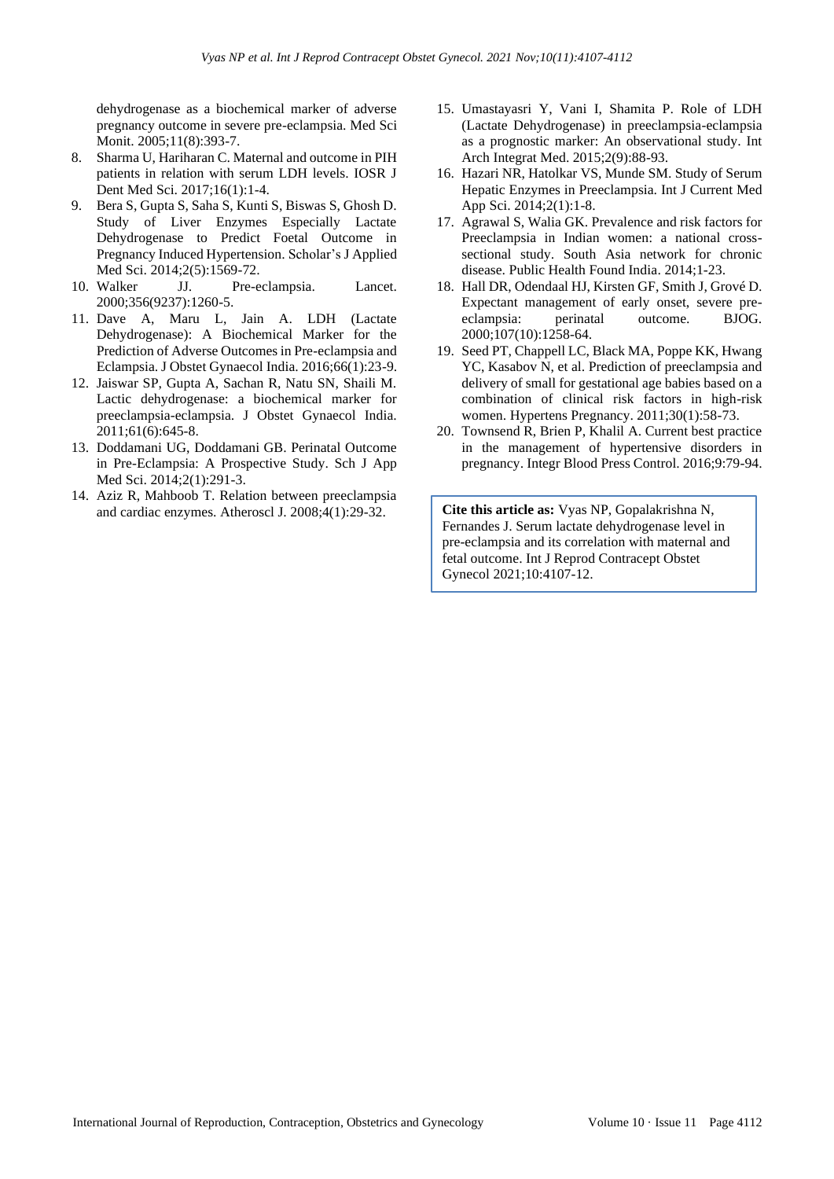dehydrogenase as a biochemical marker of adverse pregnancy outcome in severe pre-eclampsia. Med Sci Monit. 2005;11(8):393-7.

8. Sharma U, Hariharan C. Maternal and outcome in PIH patients in relation with serum LDH levels. IOSR J Dent Med Sci. 2017;16(1):1-4.
9. Bera S, Gupta S, Saha S, Kunti S, Biswas S, Ghosh D. Study of Liver Enzymes Especially Lactate Dehydrogenase to Predict Foetal Outcome in Pregnancy Induced Hypertension. Scholar's J Applied Med Sci. 2014;2(5):1569-72.
10. Walker JJ. Pre-eclampsia. Lancet. 2000;356(9237):1260-5.
11. Dave A, Maru L, Jain A. LDH (Lactate Dehydrogenase): A Biochemical Marker for the Prediction of Adverse Outcomes in Pre-eclampsia and Eclampsia. J Obstet Gynaecol India. 2016;66(1):23-9.
12. Jaiswar SP, Gupta A, Sachan R, Natu SN, Shaili M. Lactic dehydrogenase: a biochemical marker for preeclampsia-eclampsia. J Obstet Gynaecol India. 2011;61(6):645-8.
13. Doddamani UG, Doddamani GB. Perinatal Outcome in Pre-Eclampsia: A Prospective Study. Sch J App Med Sci. 2014;2(1):291-3.
14. Aziz R, Mahboob T. Relation between preeclampsia and cardiac enzymes. Atheroscl J. 2008;4(1):29-32.
15. Umastayasri Y, Vani I, Shamita P. Role of LDH (Lactate Dehydrogenase) in preeclampsia-eclampsia as a prognostic marker: An observational study. Int Arch Integrat Med. 2015;2(9):88-93.
16. Hazari NR, Hatolkar VS, Munde SM. Study of Serum Hepatic Enzymes in Preeclampsia. Int J Current Med App Sci. 2014;2(1):1-8.
17. Agrawal S, Walia GK. Prevalence and risk factors for Preeclampsia in Indian women: a national cross-sectional study. South Asia network for chronic disease. Public Health Found India. 2014;1-23.
18. Hall DR, Odendaal HJ, Kirsten GF, Smith J, Grové D. Expectant management of early onset, severe pre-eclampsia: perinatal outcome. BJOG. 2000;107(10):1258-64.
19. Seed PT, Chappell LC, Black MA, Poppe KK, Hwang YC, Kasabov N, et al. Prediction of preeclampsia and delivery of small for gestational age babies based on a combination of clinical risk factors in high-risk women. Hypertens Pregnancy. 2011;30(1):58-73.
20. Townsend R, Brien P, Khalil A. Current best practice in the management of hypertensive disorders in pregnancy. Integr Blood Press Control. 2016;9:79-94.

**Cite this article as:** Vyas NP, Gopalakrishna N, Fernandes J. Serum lactate dehydrogenase level in pre-eclampsia and its correlation with maternal and fetal outcome. Int J Reprod Contracept Obstet Gynecol 2021;10:4107-12.